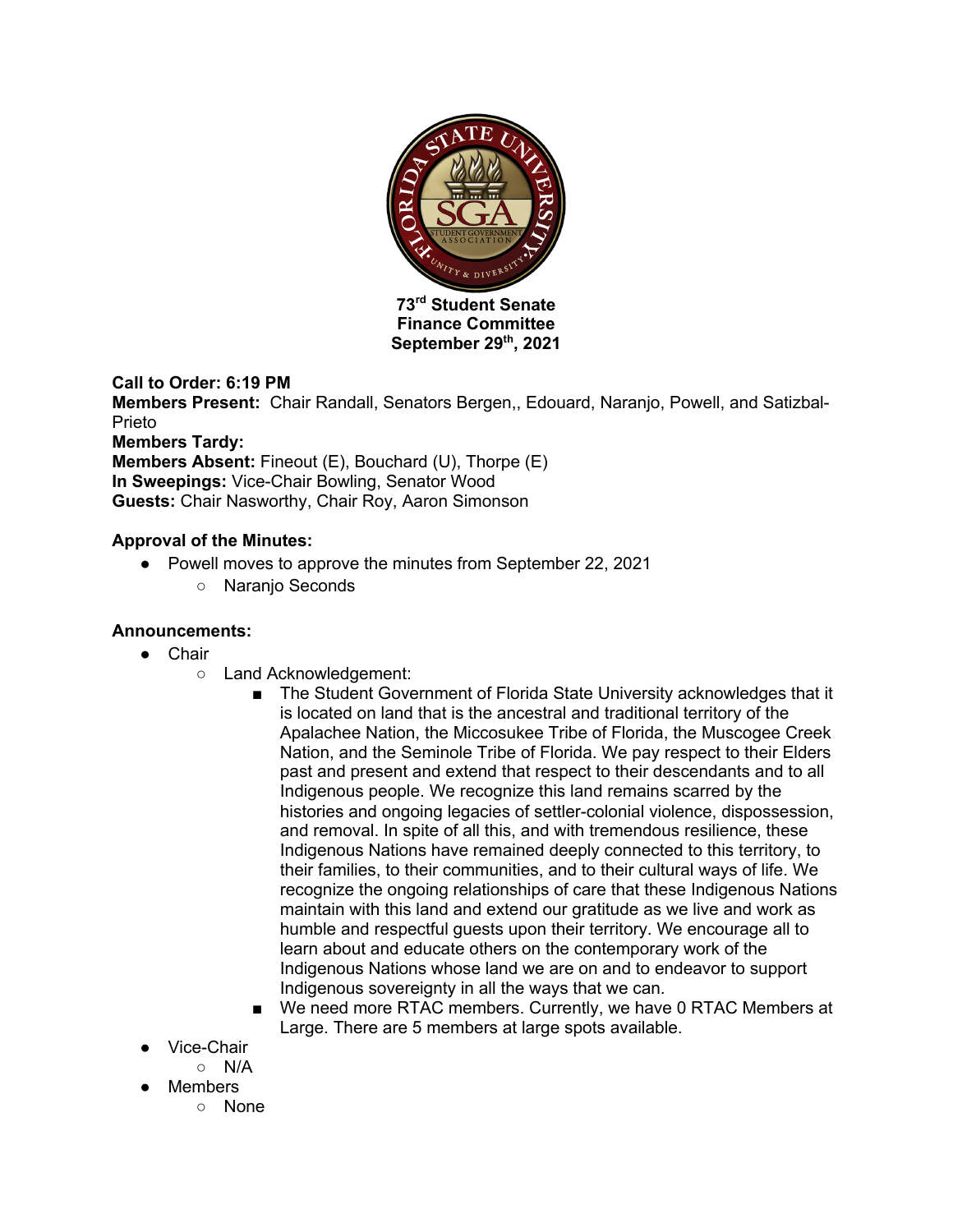**73rd Student Senate**
**Finance Committee**
**September 29th, 2021**

**Call to Order: 6:19 PM**
**Members Present:** Chair Randall, Senators Bergen,, Edouard, Naranjo, Powell, and Satizbal-Prieto
**Members Tardy:**
**Members Absent:** Fineout (E), Bouchard (U), Thorpe (E)
**In Sweepings:** Vice-Chair Bowling, Senator Wood
**Guests:** Chair Nasworthy, Chair Roy, Aaron Simonson

**Approval of the Minutes:**

- Powell moves to approve the minutes from September 22, 2021
  - Naranjo Seconds

**Announcements:**

- Chair
  - Land Acknowledgement:
    - The Student Government of Florida State University acknowledges that it is located on land that is the ancestral and traditional territory of the Apalachee Nation, the Miccosukee Tribe of Florida, the Muscogee Creek Nation, and the Seminole Tribe of Florida. We pay respect to their Elders past and present and extend that respect to their descendants and to all Indigenous people. We recognize this land remains scarred by the histories and ongoing legacies of settler-colonial violence, dispossession, and removal. In spite of all this, and with tremendous resilience, these Indigenous Nations have remained deeply connected to this territory, to their families, to their communities, and to their cultural ways of life. We recognize the ongoing relationships of care that these Indigenous Nations maintain with this land and extend our gratitude as we live and work as humble and respectful guests upon their territory. We encourage all to learn about and educate others on the contemporary work of the Indigenous Nations whose land we are on and to endeavor to support Indigenous sovereignty in all the ways that we can.
    - We need more RTAC members. Currently, we have 0 RTAC Members at Large. There are 5 members at large spots available.
- Vice-Chair
  - N/A
- Members
  - None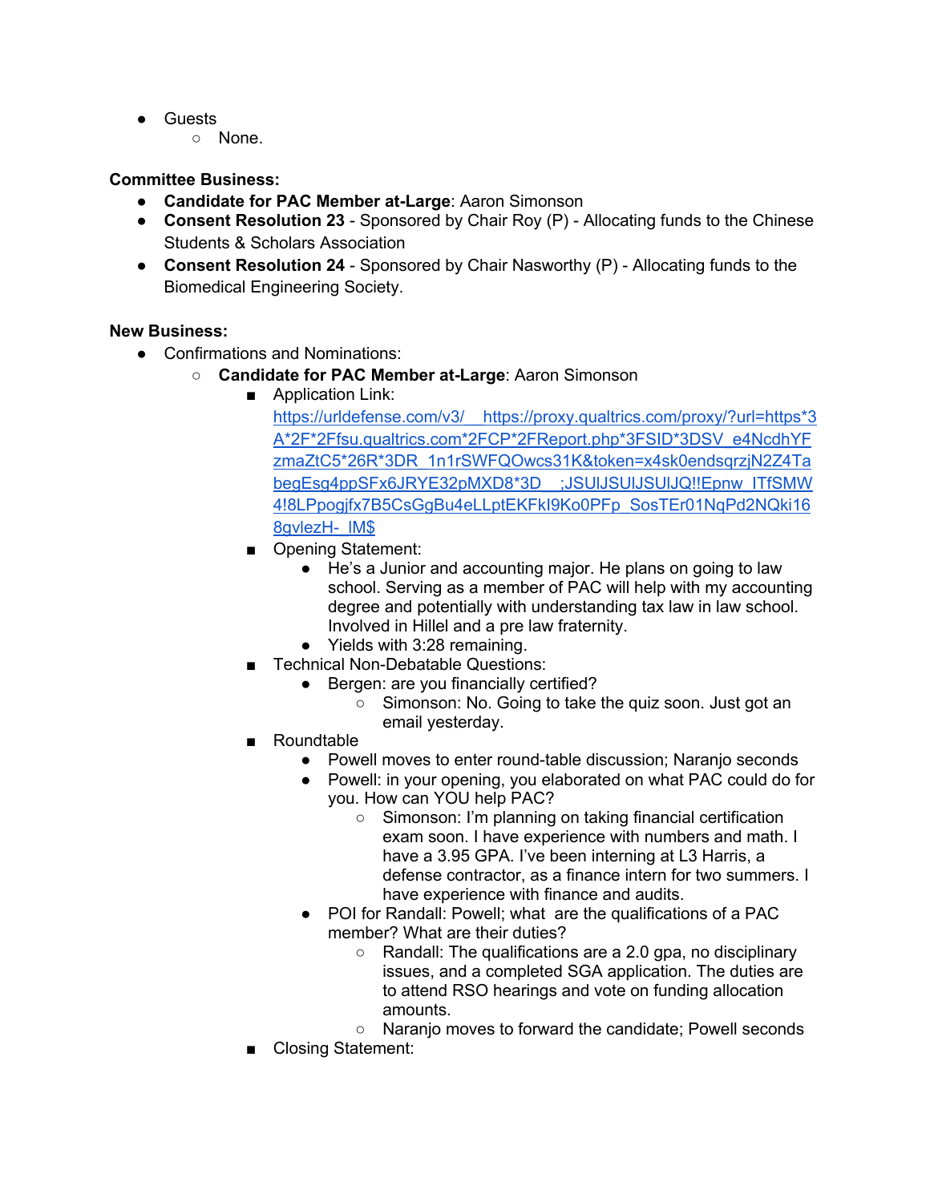- Guests
  - None.

**Committee Business:**

- **Candidate for PAC Member at-Large**: Aaron Simonson
- **Consent Resolution 23** - Sponsored by Chair Roy (P) - Allocating funds to the Chinese Students & Scholars Association
- **Consent Resolution 24** - Sponsored by Chair Nasworthy (P) - Allocating funds to the Biomedical Engineering Society.

**New Business:**

- Confirmations and Nominations:
  - **Candidate for PAC Member at-Large**: Aaron Simonson
    - Application Link: https://urldefense.com/v3/__https://proxy.qualtrics.com/proxy/?url=https*3A*2F*2Ffsu.qualtrics.com*2FCP*2FReport.php*3FSID*3DSV_e4NcdhYFzmaZtC5*26R*3DR_1n1rSWFQOwcs31K&token=x4sk0endsqrzjN2Z4TabegEsg4ppSFx6JRYE32pMXD8*3D__;JSUlJSUlJSUlJQ!!Epnw_lTfSMW4!8LPpogjfx7B5CsGgBu4eLLptEKFkI9Ko0PFp_SosTEr01NqPd2NQki168gvlezH-_lM$
    - Opening Statement:
      - He's a Junior and accounting major. He plans on going to law school. Serving as a member of PAC will help with my accounting degree and potentially with understanding tax law in law school. Involved in Hillel and a pre law fraternity.
      - Yields with 3:28 remaining.
    - Technical Non-Debatable Questions:
      - Bergen: are you financially certified?
        - Simonson: No. Going to take the quiz soon. Just got an email yesterday.
    - Roundtable
      - Powell moves to enter round-table discussion; Naranjo seconds
      - Powell: in your opening, you elaborated on what PAC could do for you. How can YOU help PAC?
        - Simonson: I'm planning on taking financial certification exam soon. I have experience with numbers and math. I have a 3.95 GPA. I've been interning at L3 Harris, a defense contractor, as a finance intern for two summers. I have experience with finance and audits.
      - POI for Randall: Powell; what are the qualifications of a PAC member? What are their duties?
        - Randall: The qualifications are a 2.0 gpa, no disciplinary issues, and a completed SGA application. The duties are to attend RSO hearings and vote on funding allocation amounts.
        - Naranjo moves to forward the candidate; Powell seconds
    - Closing Statement: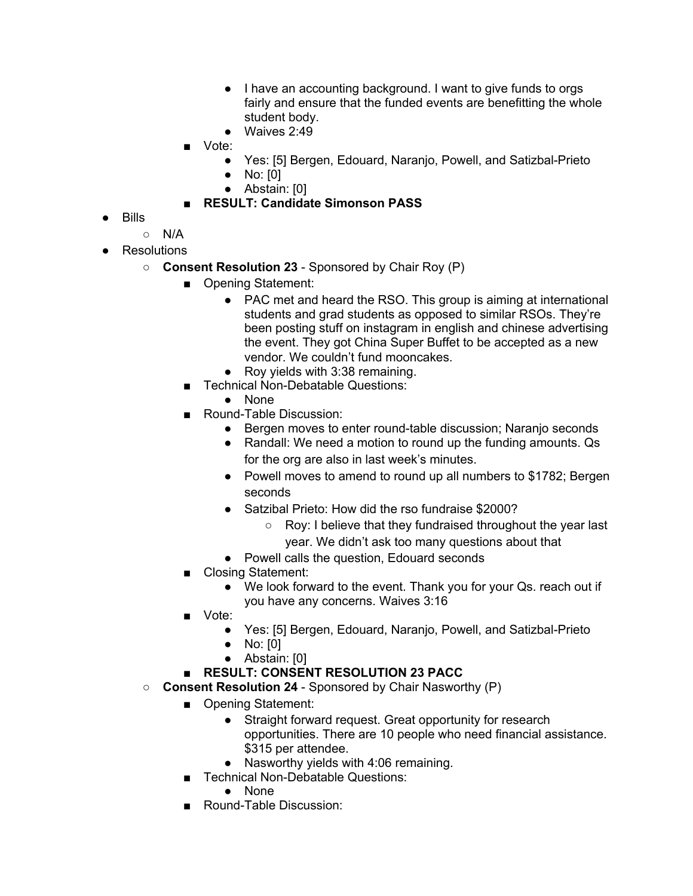- I have an accounting background. I want to give funds to orgs fairly and ensure that the funded events are benefitting the whole student body.
            - Waives 2:49
        - Vote:
            - Yes: [5] Bergen, Edouard, Naranjo, Powell, and Satizbal-Prieto
            - No: [0]
            - Abstain: [0]
        - **RESULT: Candidate Simonson PASS**
- Bills
    - N/A
- Resolutions
    - **Consent Resolution 23** - Sponsored by Chair Roy (P)
        - Opening Statement:
            - PAC met and heard the RSO. This group is aiming at international students and grad students as opposed to similar RSOs. They're been posting stuff on instagram in english and chinese advertising the event. They got China Super Buffet to be accepted as a new vendor. We couldn't fund mooncakes.
            - Roy yields with 3:38 remaining.
        - Technical Non-Debatable Questions:
            - None
        - Round-Table Discussion:
            - Bergen moves to enter round-table discussion; Naranjo seconds
            - Randall: We need a motion to round up the funding amounts. Qs for the org are also in last week's minutes.
            - Powell moves to amend to round up all numbers to $1782; Bergen seconds
            - Satzibal Prieto: How did the rso fundraise $2000?
                - Roy: I believe that they fundraised throughout the year last year. We didn't ask too many questions about that
            - Powell calls the question, Edouard seconds
        - Closing Statement:
            - We look forward to the event. Thank you for your Qs. reach out if you have any concerns. Waives 3:16
        - Vote:
            - Yes: [5] Bergen, Edouard, Naranjo, Powell, and Satizbal-Prieto
            - No: [0]
            - Abstain: [0]
        - **RESULT: CONSENT RESOLUTION 23 PACC**
    - **Consent Resolution 24** - Sponsored by Chair Nasworthy (P)
        - Opening Statement:
            - Straight forward request. Great opportunity for research opportunities. There are 10 people who need financial assistance. $315 per attendee.
            - Nasworthy yields with 4:06 remaining.
        - Technical Non-Debatable Questions:
            - None
        - Round-Table Discussion: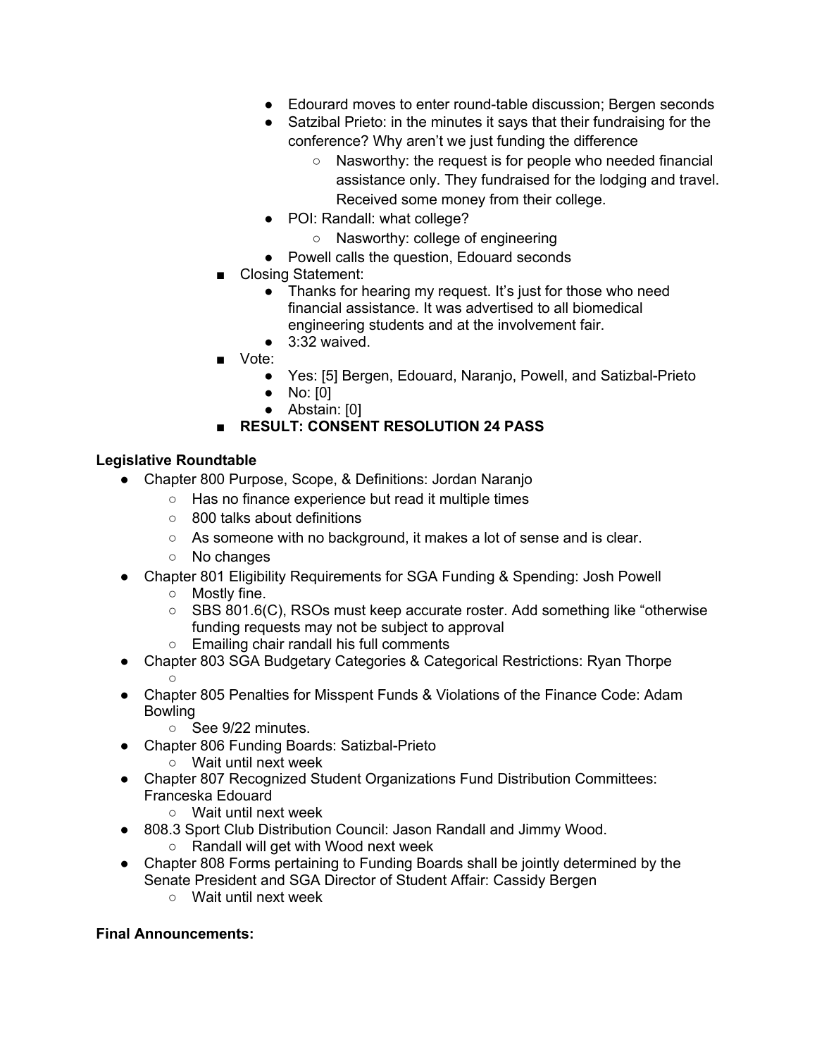- Edourard moves to enter round-table discussion; Bergen seconds
        - Satzibal Prieto: in the minutes it says that their fundraising for the conference? Why aren't we just funding the difference
            - Nasworthy: the request is for people who needed financial assistance only. They fundraised for the lodging and travel. Received some money from their college.
        - POI: Randall: what college?
            - Nasworthy: college of engineering
        - Powell calls the question, Edouard seconds
    - Closing Statement:
        - Thanks for hearing my request. It's just for those who need financial assistance. It was advertised to all biomedical engineering students and at the involvement fair.
        - 3:32 waived.
    - Vote:
        - Yes: [5] Bergen, Edouard, Naranjo, Powell, and Satizbal-Prieto
        - No: [0]
        - Abstain: [0]
    - **RESULT: CONSENT RESOLUTION 24 PASS**

**Legislative Roundtable**

- Chapter 800 Purpose, Scope, & Definitions: Jordan Naranjo
    - Has no finance experience but read it multiple times
    - 800 talks about definitions
    - As someone with no background, it makes a lot of sense and is clear.
    - No changes
- Chapter 801 Eligibility Requirements for SGA Funding & Spending: Josh Powell
    - Mostly fine.
    - SBS 801.6(C), RSOs must keep accurate roster. Add something like "otherwise funding requests may not be subject to approval
    - Emailing chair randall his full comments
- Chapter 803 SGA Budgetary Categories & Categorical Restrictions: Ryan Thorpe
    - 
- Chapter 805 Penalties for Misspent Funds & Violations of the Finance Code: Adam Bowling
    - See 9/22 minutes.
- Chapter 806 Funding Boards: Satizbal-Prieto
    - Wait until next week
- Chapter 807 Recognized Student Organizations Fund Distribution Committees: Franceska Edouard
    - Wait until next week
- 808.3 Sport Club Distribution Council: Jason Randall and Jimmy Wood.
    - Randall will get with Wood next week
- Chapter 808 Forms pertaining to Funding Boards shall be jointly determined by the Senate President and SGA Director of Student Affair: Cassidy Bergen
    - Wait until next week

**Final Announcements:**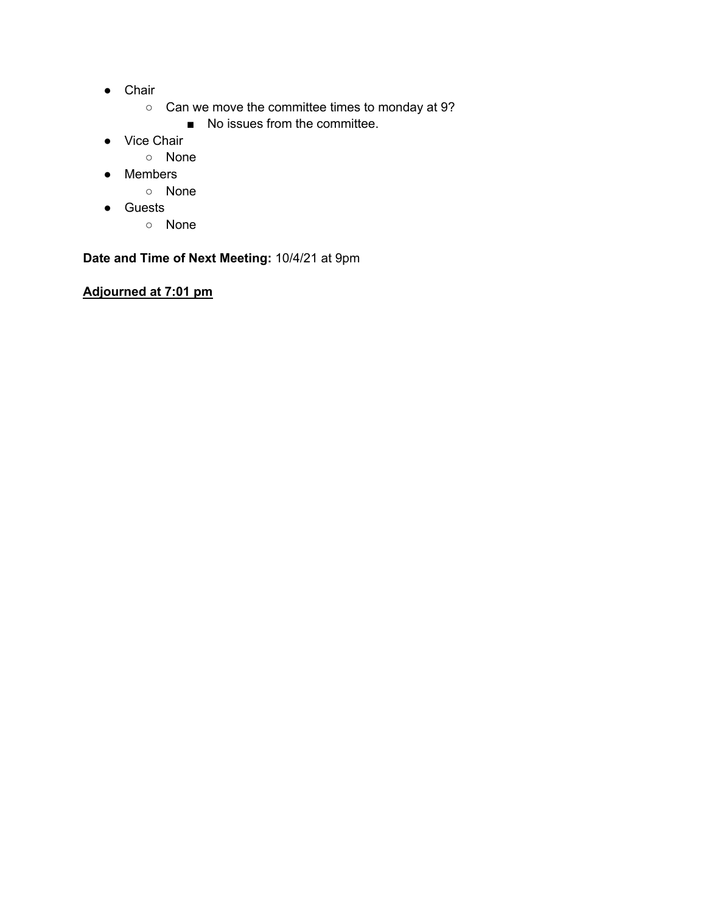- Chair
  - Can we move the committee times to monday at 9?
    - No issues from the committee.
- Vice Chair
  - None
- Members
  - None
- Guests
  - None

**Date and Time of Next Meeting:** 10/4/21 at 9pm

**Adjourned at 7:01 pm**